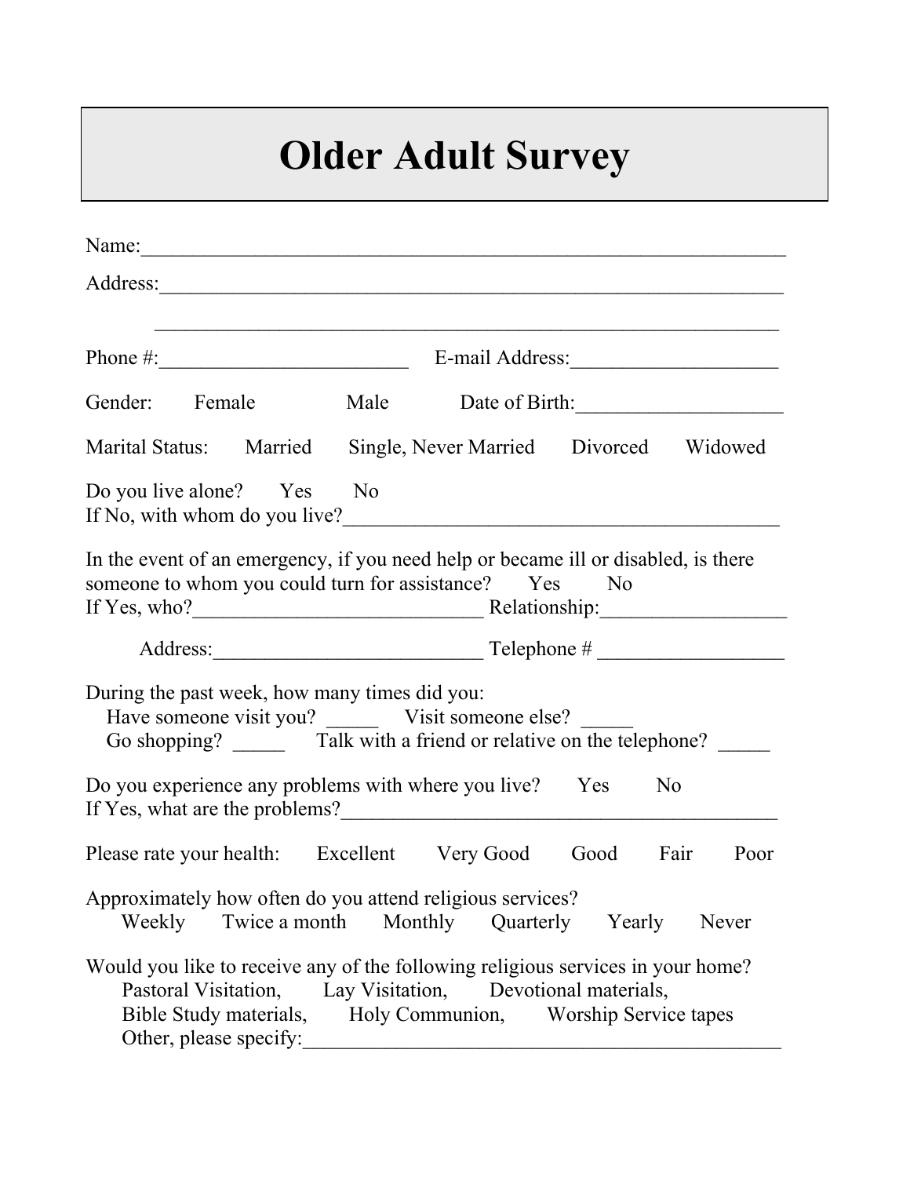# Older Adult Survey

Name:_________________________________________________________________

Address:_______________________________________________________________

_______________________________________________________________

Phone #:________________________ E-mail Address:____________________

Gender: Female Male Date of Birth:____________________

Marital Status: Married Single, Never Married Divorced Widowed

Do you live alone? Yes No
If No, with whom do you live?__________________________________________

In the event of an emergency, if you need help or became ill or disabled, is there someone to whom you could turn for assistance? Yes No
If Yes, who?____________________________ Relationship:__________________

Address:__________________________ Telephone # __________________

During the past week, how many times did you:
Have someone visit you? _____ Visit someone else? _____
Go shopping? _____ Talk with a friend or relative on the telephone? _____

Do you experience any problems with where you live? Yes No
If Yes, what are the problems?__________________________________________

Please rate your health: Excellent Very Good Good Fair Poor

Approximately how often do you attend religious services?
Weekly Twice a month Monthly Quarterly Yearly Never

Would you like to receive any of the following religious services in your home?
Pastoral Visitation, Lay Visitation, Devotional materials,
Bible Study materials, Holy Communion, Worship Service tapes
Other, please specify:_______________________________________________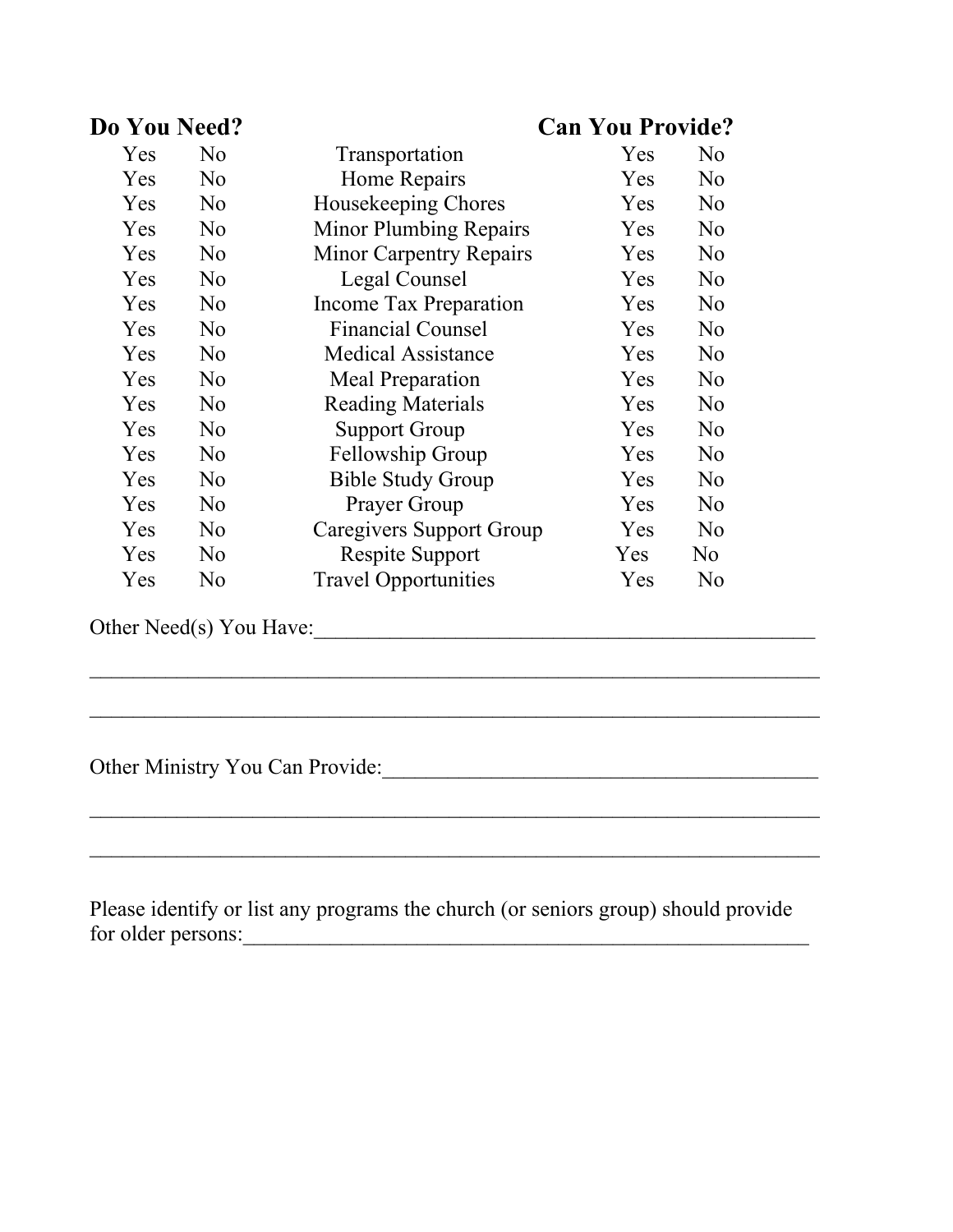| Do You Need? | | | Can You Provide? | |
|---|---|---|---|---|
| Yes | No | Transportation | Yes | No |
| Yes | No | Home Repairs | Yes | No |
| Yes | No | Housekeeping Chores | Yes | No |
| Yes | No | Minor Plumbing Repairs | Yes | No |
| Yes | No | Minor Carpentry Repairs | Yes | No |
| Yes | No | Legal Counsel | Yes | No |
| Yes | No | Income Tax Preparation | Yes | No |
| Yes | No | Financial Counsel | Yes | No |
| Yes | No | Medical Assistance | Yes | No |
| Yes | No | Meal Preparation | Yes | No |
| Yes | No | Reading Materials | Yes | No |
| Yes | No | Support Group | Yes | No |
| Yes | No | Fellowship Group | Yes | No |
| Yes | No | Bible Study Group | Yes | No |
| Yes | No | Prayer Group | Yes | No |
| Yes | No | Caregivers Support Group | Yes | No |
| Yes | No | Respite Support | Yes | No |
| Yes | No | Travel Opportunities | Yes | No |

Other Need(s) You Have:________________________________________________

_____________________________________________________________________

_____________________________________________________________________

Other Ministry You Can Provide:_________________________________________

_____________________________________________________________________

_____________________________________________________________________

Please identify or list any programs the church (or seniors group) should provide for older persons:_____________________________________________________